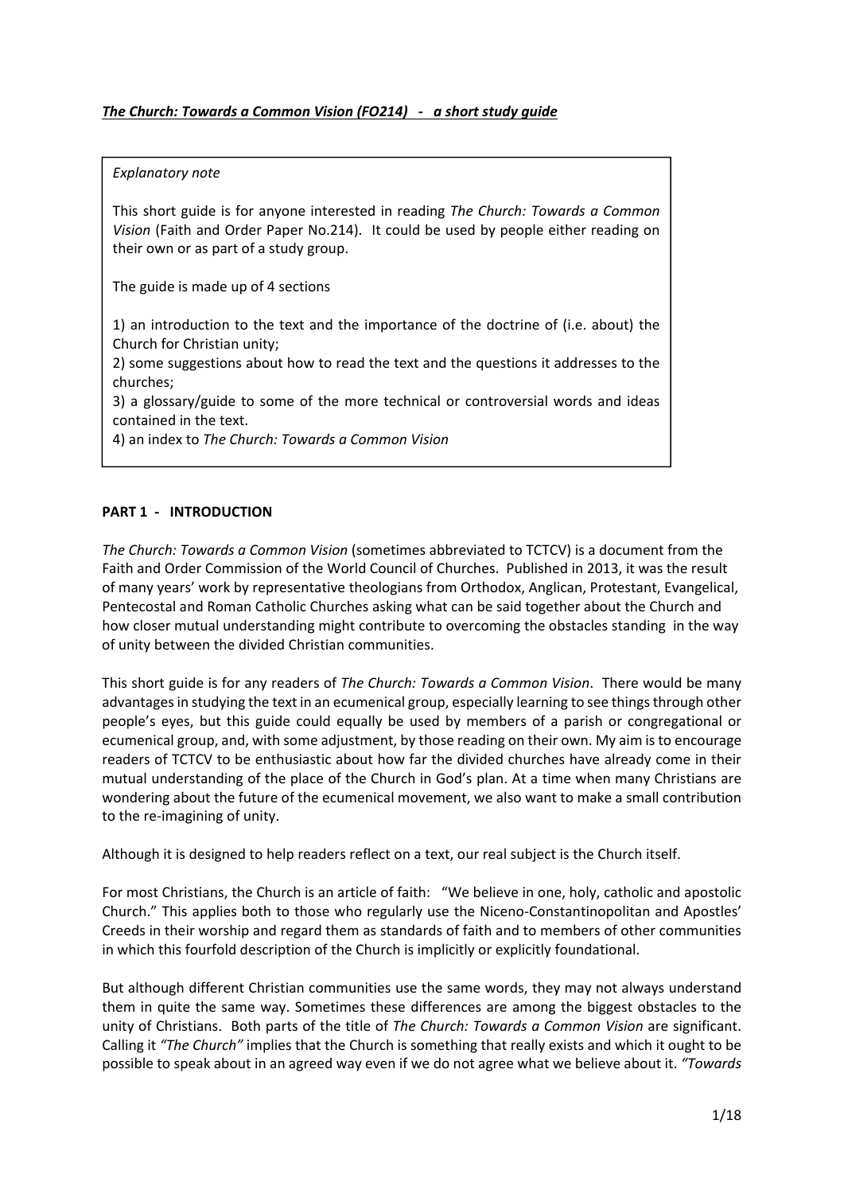***The Church: Towards a Common Vision (FO214) - a short study guide***

*Explanatory note*

This short guide is for anyone interested in reading *The Church: Towards a Common Vision* (Faith and Order Paper No.214). It could be used by people either reading on their own or as part of a study group.

The guide is made up of 4 sections

1) an introduction to the text and the importance of the doctrine of (i.e. about) the Church for Christian unity;
2) some suggestions about how to read the text and the questions it addresses to the churches;
3) a glossary/guide to some of the more technical or controversial words and ideas contained in the text.
4) an index to *The Church: Towards a Common Vision*

## PART 1 - INTRODUCTION

*The Church: Towards a Common Vision* (sometimes abbreviated to TCTCV) is a document from the Faith and Order Commission of the World Council of Churches. Published in 2013, it was the result of many years' work by representative theologians from Orthodox, Anglican, Protestant, Evangelical, Pentecostal and Roman Catholic Churches asking what can be said together about the Church and how closer mutual understanding might contribute to overcoming the obstacles standing in the way of unity between the divided Christian communities.

This short guide is for any readers of *The Church: Towards a Common Vision*. There would be many advantages in studying the text in an ecumenical group, especially learning to see things through other people's eyes, but this guide could equally be used by members of a parish or congregational or ecumenical group, and, with some adjustment, by those reading on their own. My aim is to encourage readers of TCTCV to be enthusiastic about how far the divided churches have already come in their mutual understanding of the place of the Church in God's plan. At a time when many Christians are wondering about the future of the ecumenical movement, we also want to make a small contribution to the re-imagining of unity.

Although it is designed to help readers reflect on a text, our real subject is the Church itself.

For most Christians, the Church is an article of faith: "We believe in one, holy, catholic and apostolic Church." This applies both to those who regularly use the Niceno-Constantinopolitan and Apostles' Creeds in their worship and regard them as standards of faith and to members of other communities in which this fourfold description of the Church is implicitly or explicitly foundational.

But although different Christian communities use the same words, they may not always understand them in quite the same way. Sometimes these differences are among the biggest obstacles to the unity of Christians. Both parts of the title of *The Church: Towards a Common Vision* are significant. Calling it *"The Church"* implies that the Church is something that really exists and which it ought to be possible to speak about in an agreed way even if we do not agree what we believe about it. *"Towards*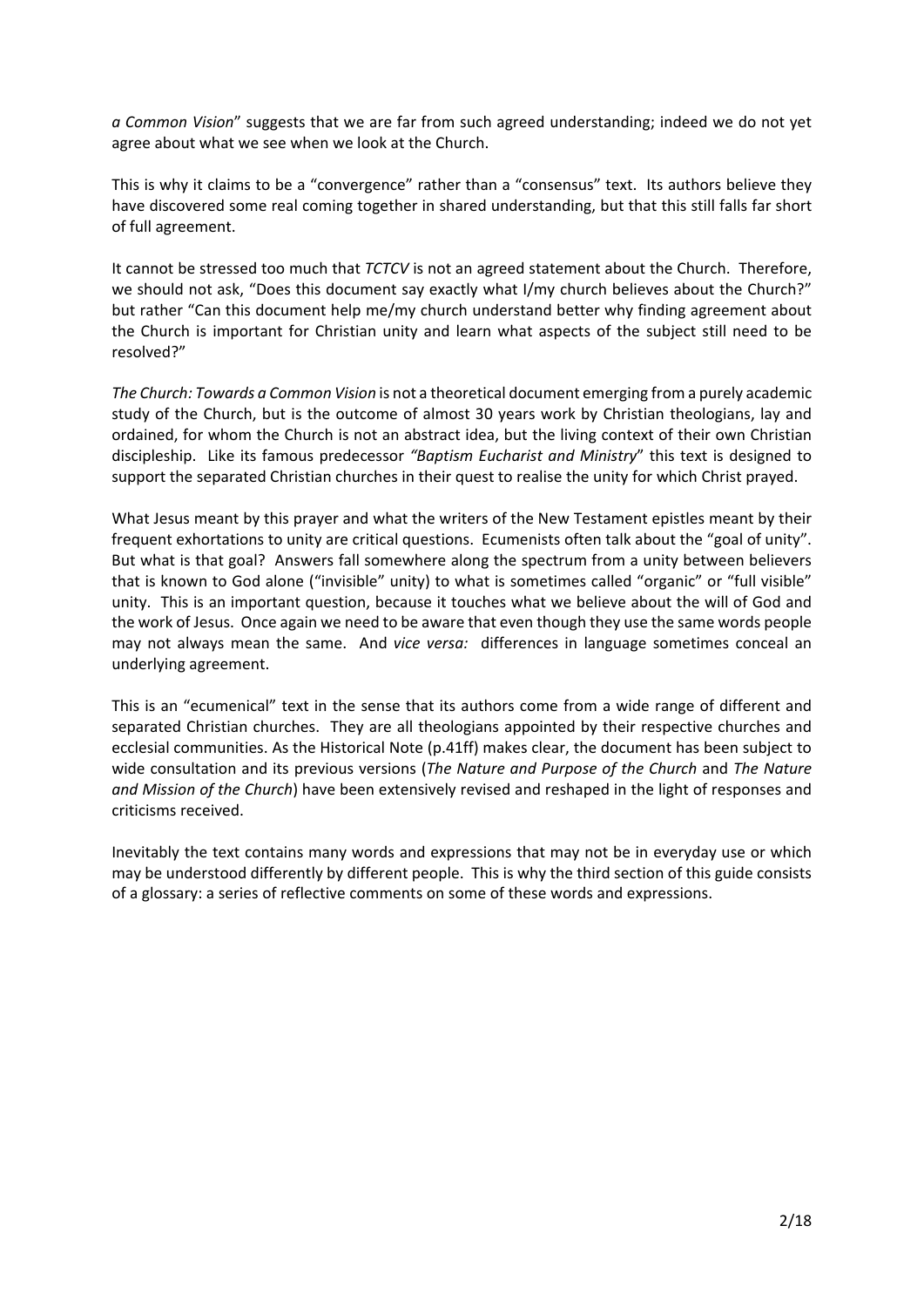*a Common Vision*" suggests that we are far from such agreed understanding; indeed we do not yet agree about what we see when we look at the Church.

This is why it claims to be a "convergence" rather than a "consensus" text. Its authors believe they have discovered some real coming together in shared understanding, but that this still falls far short of full agreement.

It cannot be stressed too much that *TCTCV* is not an agreed statement about the Church. Therefore, we should not ask, "Does this document say exactly what I/my church believes about the Church?" but rather "Can this document help me/my church understand better why finding agreement about the Church is important for Christian unity and learn what aspects of the subject still need to be resolved?"

*The Church: Towards a Common Vision* is not a theoretical document emerging from a purely academic study of the Church, but is the outcome of almost 30 years work by Christian theologians, lay and ordained, for whom the Church is not an abstract idea, but the living context of their own Christian discipleship. Like its famous predecessor *"Baptism Eucharist and Ministry*" this text is designed to support the separated Christian churches in their quest to realise the unity for which Christ prayed.

What Jesus meant by this prayer and what the writers of the New Testament epistles meant by their frequent exhortations to unity are critical questions. Ecumenists often talk about the "goal of unity". But what is that goal? Answers fall somewhere along the spectrum from a unity between believers that is known to God alone ("invisible" unity) to what is sometimes called "organic" or "full visible" unity. This is an important question, because it touches what we believe about the will of God and the work of Jesus. Once again we need to be aware that even though they use the same words people may not always mean the same. And *vice versa:* differences in language sometimes conceal an underlying agreement.

This is an "ecumenical" text in the sense that its authors come from a wide range of different and separated Christian churches. They are all theologians appointed by their respective churches and ecclesial communities. As the Historical Note (p.41ff) makes clear, the document has been subject to wide consultation and its previous versions (*The Nature and Purpose of the Church* and *The Nature and Mission of the Church*) have been extensively revised and reshaped in the light of responses and criticisms received.

Inevitably the text contains many words and expressions that may not be in everyday use or which may be understood differently by different people. This is why the third section of this guide consists of a glossary: a series of reflective comments on some of these words and expressions.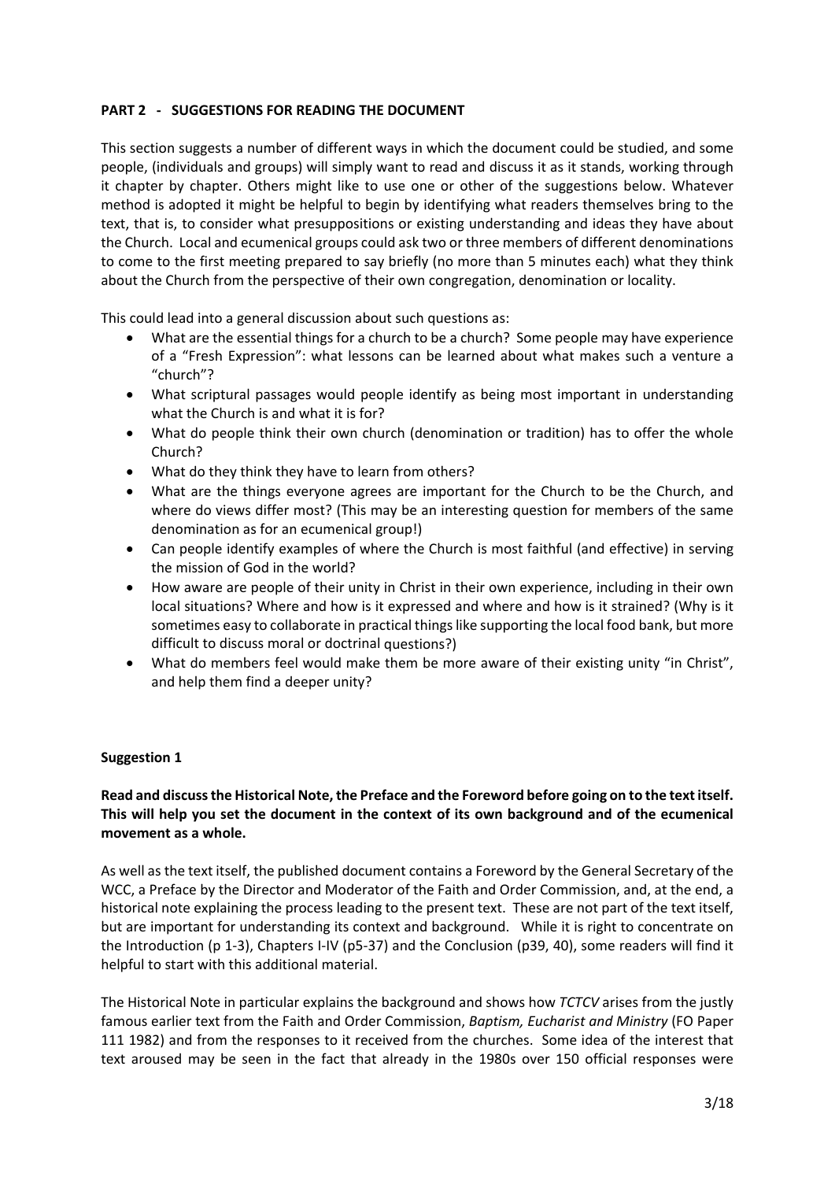## PART 2 - SUGGESTIONS FOR READING THE DOCUMENT

This section suggests a number of different ways in which the document could be studied, and some people, (individuals and groups) will simply want to read and discuss it as it stands, working through it chapter by chapter. Others might like to use one or other of the suggestions below. Whatever method is adopted it might be helpful to begin by identifying what readers themselves bring to the text, that is, to consider what presuppositions or existing understanding and ideas they have about the Church. Local and ecumenical groups could ask two or three members of different denominations to come to the first meeting prepared to say briefly (no more than 5 minutes each) what they think about the Church from the perspective of their own congregation, denomination or locality.

This could lead into a general discussion about such questions as:

- What are the essential things for a church to be a church? Some people may have experience of a "Fresh Expression": what lessons can be learned about what makes such a venture a "church"?
- What scriptural passages would people identify as being most important in understanding what the Church is and what it is for?
- What do people think their own church (denomination or tradition) has to offer the whole Church?
- What do they think they have to learn from others?
- What are the things everyone agrees are important for the Church to be the Church, and where do views differ most? (This may be an interesting question for members of the same denomination as for an ecumenical group!)
- Can people identify examples of where the Church is most faithful (and effective) in serving the mission of God in the world?
- How aware are people of their unity in Christ in their own experience, including in their own local situations? Where and how is it expressed and where and how is it strained? (Why is it sometimes easy to collaborate in practical things like supporting the local food bank, but more difficult to discuss moral or doctrinal questions?)
- What do members feel would make them be more aware of their existing unity "in Christ", and help them find a deeper unity?

### Suggestion 1

**Read and discuss the Historical Note, the Preface and the Foreword before going on to the text itself. This will help you set the document in the context of its own background and of the ecumenical movement as a whole.**

As well as the text itself, the published document contains a Foreword by the General Secretary of the WCC, a Preface by the Director and Moderator of the Faith and Order Commission, and, at the end, a historical note explaining the process leading to the present text. These are not part of the text itself, but are important for understanding its context and background. While it is right to concentrate on the Introduction (p 1-3), Chapters I-IV (p5-37) and the Conclusion (p39, 40), some readers will find it helpful to start with this additional material.

The Historical Note in particular explains the background and shows how *TCTCV* arises from the justly famous earlier text from the Faith and Order Commission, *Baptism, Eucharist and Ministry* (FO Paper 111 1982) and from the responses to it received from the churches. Some idea of the interest that text aroused may be seen in the fact that already in the 1980s over 150 official responses were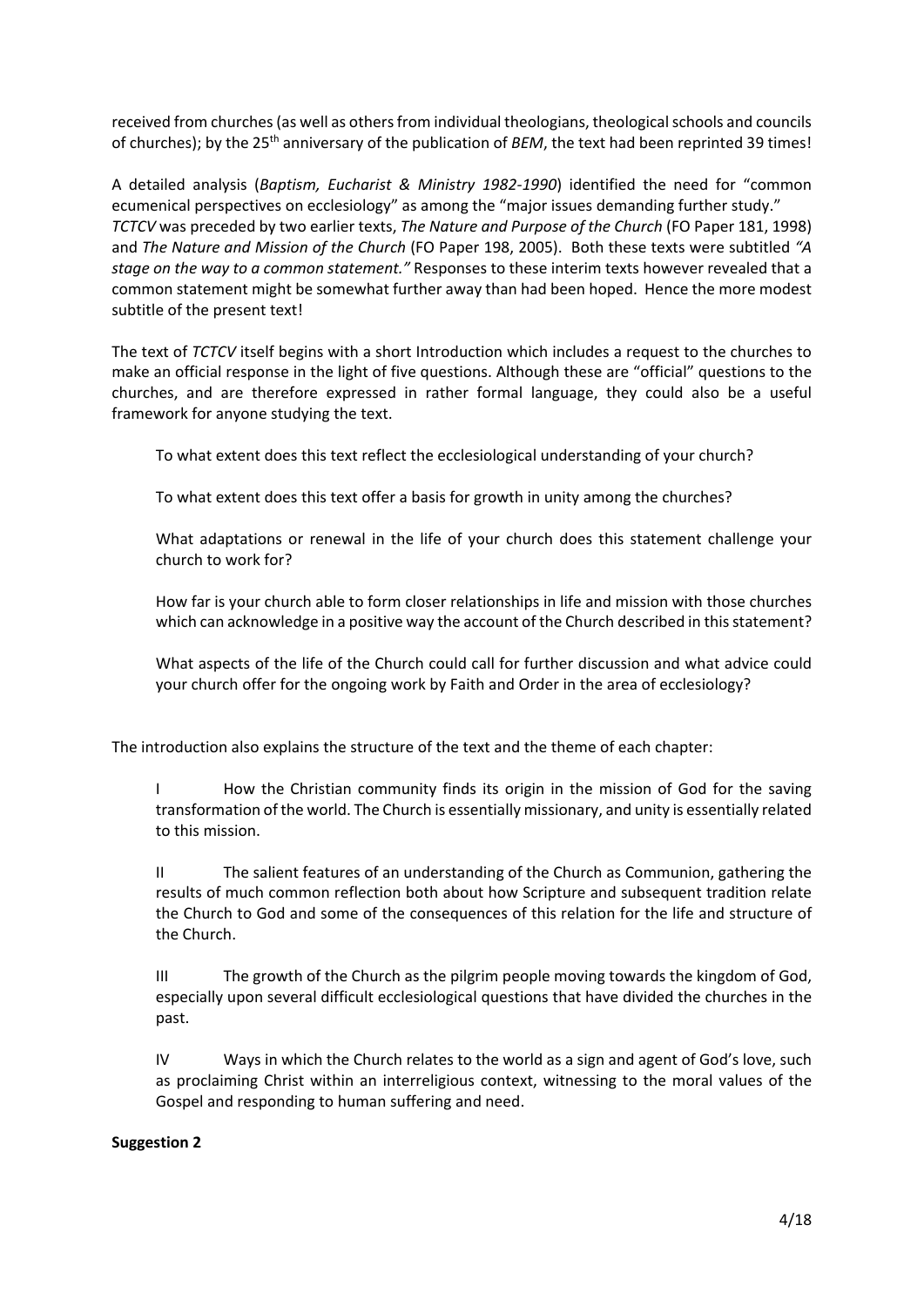received from churches (as well as others from individual theologians, theological schools and councils of churches); by the 25th anniversary of the publication of *BEM*, the text had been reprinted 39 times!

A detailed analysis (*Baptism, Eucharist & Ministry 1982-1990*) identified the need for "common ecumenical perspectives on ecclesiology" as among the "major issues demanding further study." *TCTCV* was preceded by two earlier texts, *The Nature and Purpose of the Church* (FO Paper 181, 1998) and *The Nature and Mission of the Church* (FO Paper 198, 2005). Both these texts were subtitled *"A stage on the way to a common statement."* Responses to these interim texts however revealed that a common statement might be somewhat further away than had been hoped. Hence the more modest subtitle of the present text!

The text of *TCTCV* itself begins with a short Introduction which includes a request to the churches to make an official response in the light of five questions. Although these are "official" questions to the churches, and are therefore expressed in rather formal language, they could also be a useful framework for anyone studying the text.

> To what extent does this text reflect the ecclesiological understanding of your church?
>
> To what extent does this text offer a basis for growth in unity among the churches?
>
> What adaptations or renewal in the life of your church does this statement challenge your church to work for?
>
> How far is your church able to form closer relationships in life and mission with those churches which can acknowledge in a positive way the account of the Church described in this statement?
>
> What aspects of the life of the Church could call for further discussion and what advice could your church offer for the ongoing work by Faith and Order in the area of ecclesiology?

The introduction also explains the structure of the text and the theme of each chapter:

> I How the Christian community finds its origin in the mission of God for the saving transformation of the world. The Church is essentially missionary, and unity is essentially related to this mission.
>
> II The salient features of an understanding of the Church as Communion, gathering the results of much common reflection both about how Scripture and subsequent tradition relate the Church to God and some of the consequences of this relation for the life and structure of the Church.
>
> III The growth of the Church as the pilgrim people moving towards the kingdom of God, especially upon several difficult ecclesiological questions that have divided the churches in the past.
>
> IV Ways in which the Church relates to the world as a sign and agent of God's love, such as proclaiming Christ within an interreligious context, witnessing to the moral values of the Gospel and responding to human suffering and need.

**Suggestion 2**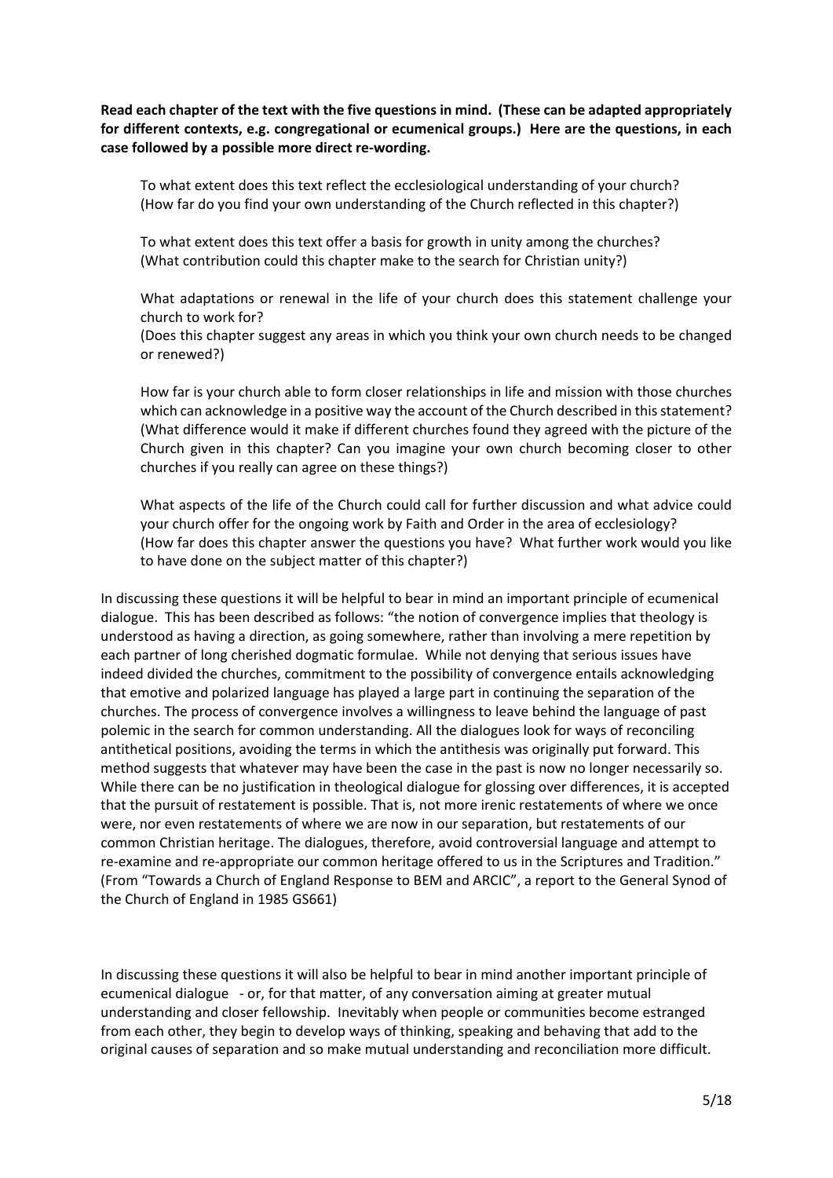**Read each chapter of the text with the five questions in mind. (These can be adapted appropriately for different contexts, e.g. congregational or ecumenical groups.) Here are the questions, in each case followed by a possible more direct re-wording.**

> To what extent does this text reflect the ecclesiological understanding of your church?
> (How far do you find your own understanding of the Church reflected in this chapter?)
>
> To what extent does this text offer a basis for growth in unity among the churches?
> (What contribution could this chapter make to the search for Christian unity?)
>
> What adaptations or renewal in the life of your church does this statement challenge your church to work for?
> (Does this chapter suggest any areas in which you think your own church needs to be changed or renewed?)
>
> How far is your church able to form closer relationships in life and mission with those churches which can acknowledge in a positive way the account of the Church described in this statement?
> (What difference would it make if different churches found they agreed with the picture of the Church given in this chapter? Can you imagine your own church becoming closer to other churches if you really can agree on these things?)
>
> What aspects of the life of the Church could call for further discussion and what advice could your church offer for the ongoing work by Faith and Order in the area of ecclesiology?
> (How far does this chapter answer the questions you have? What further work would you like to have done on the subject matter of this chapter?)

In discussing these questions it will be helpful to bear in mind an important principle of ecumenical dialogue. This has been described as follows: "the notion of convergence implies that theology is understood as having a direction, as going somewhere, rather than involving a mere repetition by each partner of long cherished dogmatic formulae. While not denying that serious issues have indeed divided the churches, commitment to the possibility of convergence entails acknowledging that emotive and polarized language has played a large part in continuing the separation of the churches. The process of convergence involves a willingness to leave behind the language of past polemic in the search for common understanding. All the dialogues look for ways of reconciling antithetical positions, avoiding the terms in which the antithesis was originally put forward. This method suggests that whatever may have been the case in the past is now no longer necessarily so. While there can be no justification in theological dialogue for glossing over differences, it is accepted that the pursuit of restatement is possible. That is, not more irenic restatements of where we once were, nor even restatements of where we are now in our separation, but restatements of our common Christian heritage. The dialogues, therefore, avoid controversial language and attempt to re-examine and re-appropriate our common heritage offered to us in the Scriptures and Tradition." (From "Towards a Church of England Response to BEM and ARCIC", a report to the General Synod of the Church of England in 1985 GS661)

In discussing these questions it will also be helpful to bear in mind another important principle of ecumenical dialogue - or, for that matter, of any conversation aiming at greater mutual understanding and closer fellowship. Inevitably when people or communities become estranged from each other, they begin to develop ways of thinking, speaking and behaving that add to the original causes of separation and so make mutual understanding and reconciliation more difficult.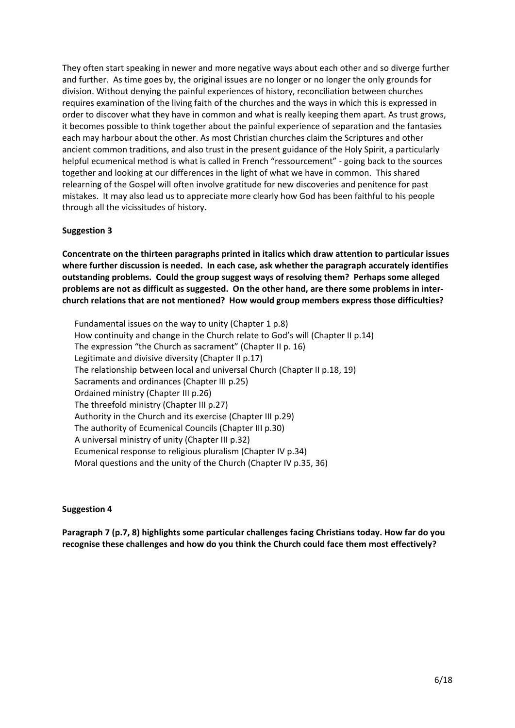They often start speaking in newer and more negative ways about each other and so diverge further and further. As time goes by, the original issues are no longer or no longer the only grounds for division. Without denying the painful experiences of history, reconciliation between churches requires examination of the living faith of the churches and the ways in which this is expressed in order to discover what they have in common and what is really keeping them apart. As trust grows, it becomes possible to think together about the painful experience of separation and the fantasies each may harbour about the other. As most Christian churches claim the Scriptures and other ancient common traditions, and also trust in the present guidance of the Holy Spirit, a particularly helpful ecumenical method is what is called in French "ressourcement" - going back to the sources together and looking at our differences in the light of what we have in common. This shared relearning of the Gospel will often involve gratitude for new discoveries and penitence for past mistakes. It may also lead us to appreciate more clearly how God has been faithful to his people through all the vicissitudes of history.

**Suggestion 3**

**Concentrate on the thirteen paragraphs printed in italics which draw attention to particular issues where further discussion is needed. In each case, ask whether the paragraph accurately identifies outstanding problems. Could the group suggest ways of resolving them? Perhaps some alleged problems are not as difficult as suggested. On the other hand, are there some problems in inter-church relations that are not mentioned? How would group members express those difficulties?**

- Fundamental issues on the way to unity (Chapter 1 p.8)
- How continuity and change in the Church relate to God's will (Chapter II p.14)
- The expression "the Church as sacrament" (Chapter II p. 16)
- Legitimate and divisive diversity (Chapter II p.17)
- The relationship between local and universal Church (Chapter II p.18, 19)
- Sacraments and ordinances (Chapter III p.25)
- Ordained ministry (Chapter III p.26)
- The threefold ministry (Chapter III p.27)
- Authority in the Church and its exercise (Chapter III p.29)
- The authority of Ecumenical Councils (Chapter III p.30)
- A universal ministry of unity (Chapter III p.32)
- Ecumenical response to religious pluralism (Chapter IV p.34)
- Moral questions and the unity of the Church (Chapter IV p.35, 36)

**Suggestion 4**

**Paragraph 7 (p.7, 8) highlights some particular challenges facing Christians today. How far do you recognise these challenges and how do you think the Church could face them most effectively?**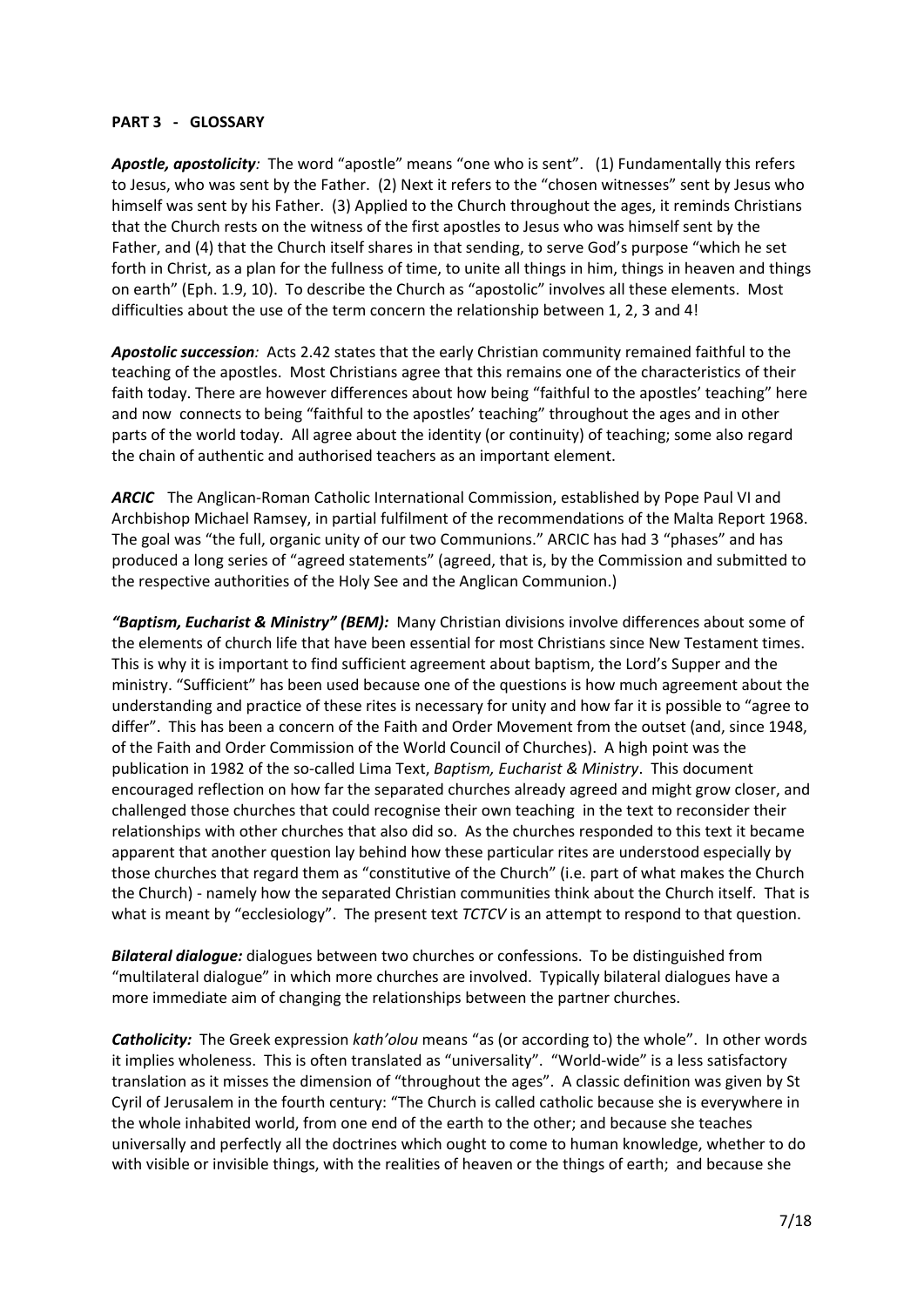**PART 3 - GLOSSARY**

***Apostle, apostolicity**:* The word "apostle" means "one who is sent". (1) Fundamentally this refers to Jesus, who was sent by the Father. (2) Next it refers to the "chosen witnesses" sent by Jesus who himself was sent by his Father. (3) Applied to the Church throughout the ages, it reminds Christians that the Church rests on the witness of the first apostles to Jesus who was himself sent by the Father, and (4) that the Church itself shares in that sending, to serve God's purpose "which he set forth in Christ, as a plan for the fullness of time, to unite all things in him, things in heaven and things on earth" (Eph. 1.9, 10). To describe the Church as "apostolic" involves all these elements. Most difficulties about the use of the term concern the relationship between 1, 2, 3 and 4!

***Apostolic succession**:* Acts 2.42 states that the early Christian community remained faithful to the teaching of the apostles. Most Christians agree that this remains one of the characteristics of their faith today. There are however differences about how being "faithful to the apostles' teaching" here and now connects to being "faithful to the apostles' teaching" throughout the ages and in other parts of the world today. All agree about the identity (or continuity) of teaching; some also regard the chain of authentic and authorised teachers as an important element.

***ARCIC*** The Anglican-Roman Catholic International Commission, established by Pope Paul VI and Archbishop Michael Ramsey, in partial fulfilment of the recommendations of the Malta Report 1968. The goal was "the full, organic unity of our two Communions." ARCIC has had 3 "phases" and has produced a long series of "agreed statements" (agreed, that is, by the Commission and submitted to the respective authorities of the Holy See and the Anglican Communion.)

***"Baptism, Eucharist & Ministry" (BEM):*** Many Christian divisions involve differences about some of the elements of church life that have been essential for most Christians since New Testament times. This is why it is important to find sufficient agreement about baptism, the Lord's Supper and the ministry. "Sufficient" has been used because one of the questions is how much agreement about the understanding and practice of these rites is necessary for unity and how far it is possible to "agree to differ". This has been a concern of the Faith and Order Movement from the outset (and, since 1948, of the Faith and Order Commission of the World Council of Churches). A high point was the publication in 1982 of the so-called Lima Text, *Baptism, Eucharist & Ministry*. This document encouraged reflection on how far the separated churches already agreed and might grow closer, and challenged those churches that could recognise their own teaching in the text to reconsider their relationships with other churches that also did so. As the churches responded to this text it became apparent that another question lay behind how these particular rites are understood especially by those churches that regard them as "constitutive of the Church" (i.e. part of what makes the Church the Church) - namely how the separated Christian communities think about the Church itself. That is what is meant by "ecclesiology". The present text *TCTCV* is an attempt to respond to that question.

***Bilateral dialogue:*** dialogues between two churches or confessions. To be distinguished from "multilateral dialogue" in which more churches are involved. Typically bilateral dialogues have a more immediate aim of changing the relationships between the partner churches.

***Catholicity:*** The Greek expression *kath'olou* means "as (or according to) the whole". In other words it implies wholeness. This is often translated as "universality". "World-wide" is a less satisfactory translation as it misses the dimension of "throughout the ages". A classic definition was given by St Cyril of Jerusalem in the fourth century: "The Church is called catholic because she is everywhere in the whole inhabited world, from one end of the earth to the other; and because she teaches universally and perfectly all the doctrines which ought to come to human knowledge, whether to do with visible or invisible things, with the realities of heaven or the things of earth; and because she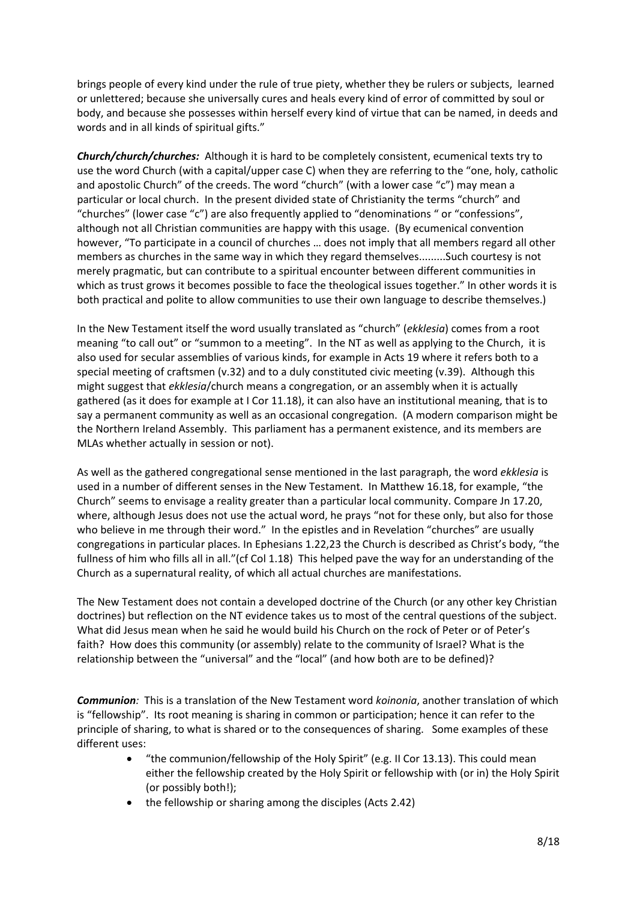brings people of every kind under the rule of true piety, whether they be rulers or subjects, learned or unlettered; because she universally cures and heals every kind of error of committed by soul or body, and because she possesses within herself every kind of virtue that can be named, in deeds and words and in all kinds of spiritual gifts."

***Church/church/churches:*** Although it is hard to be completely consistent, ecumenical texts try to use the word Church (with a capital/upper case C) when they are referring to the "one, holy, catholic and apostolic Church" of the creeds. The word "church" (with a lower case "c") may mean a particular or local church. In the present divided state of Christianity the terms "church" and "churches" (lower case "c") are also frequently applied to "denominations " or "confessions", although not all Christian communities are happy with this usage. (By ecumenical convention however, "To participate in a council of churches … does not imply that all members regard all other members as churches in the same way in which they regard themselves.........Such courtesy is not merely pragmatic, but can contribute to a spiritual encounter between different communities in which as trust grows it becomes possible to face the theological issues together." In other words it is both practical and polite to allow communities to use their own language to describe themselves.)

In the New Testament itself the word usually translated as "church" (*ekklesia*) comes from a root meaning "to call out" or "summon to a meeting". In the NT as well as applying to the Church, it is also used for secular assemblies of various kinds, for example in Acts 19 where it refers both to a special meeting of craftsmen (v.32) and to a duly constituted civic meeting (v.39). Although this might suggest that *ekklesia*/church means a congregation, or an assembly when it is actually gathered (as it does for example at I Cor 11.18), it can also have an institutional meaning, that is to say a permanent community as well as an occasional congregation. (A modern comparison might be the Northern Ireland Assembly. This parliament has a permanent existence, and its members are MLAs whether actually in session or not).

As well as the gathered congregational sense mentioned in the last paragraph, the word *ekklesia* is used in a number of different senses in the New Testament. In Matthew 16.18, for example, "the Church" seems to envisage a reality greater than a particular local community. Compare Jn 17.20, where, although Jesus does not use the actual word, he prays "not for these only, but also for those who believe in me through their word." In the epistles and in Revelation "churches" are usually congregations in particular places. In Ephesians 1.22,23 the Church is described as Christ's body, "the fullness of him who fills all in all."(cf Col 1.18) This helped pave the way for an understanding of the Church as a supernatural reality, of which all actual churches are manifestations.

The New Testament does not contain a developed doctrine of the Church (or any other key Christian doctrines) but reflection on the NT evidence takes us to most of the central questions of the subject. What did Jesus mean when he said he would build his Church on the rock of Peter or of Peter's faith? How does this community (or assembly) relate to the community of Israel? What is the relationship between the "universal" and the "local" (and how both are to be defined)?

***Communion****:* This is a translation of the New Testament word *koinonia*, another translation of which is "fellowship". Its root meaning is sharing in common or participation; hence it can refer to the principle of sharing, to what is shared or to the consequences of sharing. Some examples of these different uses:

- "the communion/fellowship of the Holy Spirit" (e.g. II Cor 13.13). This could mean either the fellowship created by the Holy Spirit or fellowship with (or in) the Holy Spirit (or possibly both!);
- the fellowship or sharing among the disciples (Acts 2.42)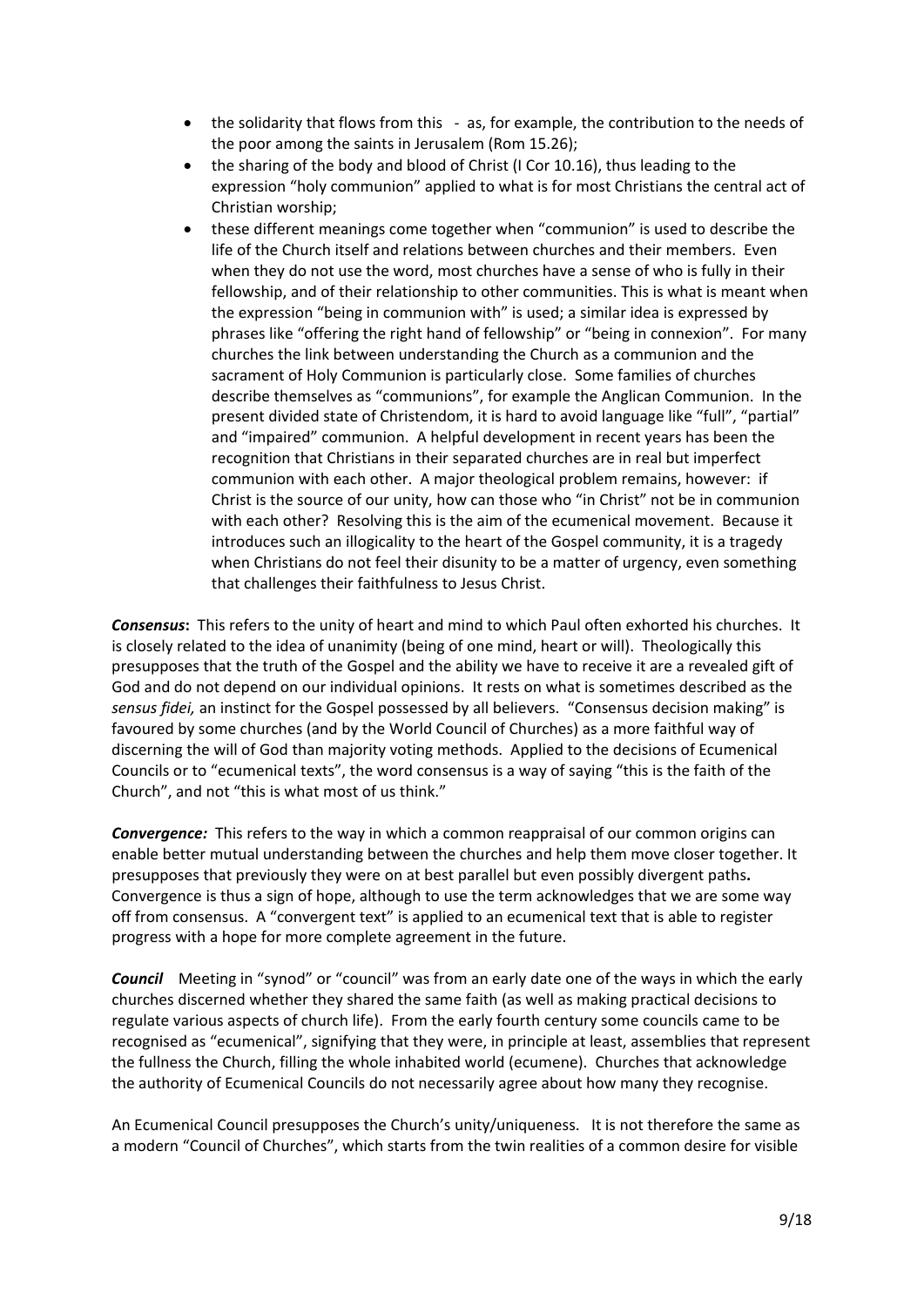- the solidarity that flows from this - as, for example, the contribution to the needs of the poor among the saints in Jerusalem (Rom 15.26);
- the sharing of the body and blood of Christ (I Cor 10.16), thus leading to the expression "holy communion" applied to what is for most Christians the central act of Christian worship;
- these different meanings come together when "communion" is used to describe the life of the Church itself and relations between churches and their members. Even when they do not use the word, most churches have a sense of who is fully in their fellowship, and of their relationship to other communities. This is what is meant when the expression "being in communion with" is used; a similar idea is expressed by phrases like "offering the right hand of fellowship" or "being in connexion". For many churches the link between understanding the Church as a communion and the sacrament of Holy Communion is particularly close. Some families of churches describe themselves as "communions", for example the Anglican Communion. In the present divided state of Christendom, it is hard to avoid language like "full", "partial" and "impaired" communion. A helpful development in recent years has been the recognition that Christians in their separated churches are in real but imperfect communion with each other. A major theological problem remains, however: if Christ is the source of our unity, how can those who "in Christ" not be in communion with each other? Resolving this is the aim of the ecumenical movement. Because it introduces such an illogicality to the heart of the Gospel community, it is a tragedy when Christians do not feel their disunity to be a matter of urgency, even something that challenges their faithfulness to Jesus Christ.

***Consensus*:** This refers to the unity of heart and mind to which Paul often exhorted his churches. It is closely related to the idea of unanimity (being of one mind, heart or will). Theologically this presupposes that the truth of the Gospel and the ability we have to receive it are a revealed gift of God and do not depend on our individual opinions. It rests on what is sometimes described as the *sensus fidei,* an instinct for the Gospel possessed by all believers. "Consensus decision making" is favoured by some churches (and by the World Council of Churches) as a more faithful way of discerning the will of God than majority voting methods. Applied to the decisions of Ecumenical Councils or to "ecumenical texts", the word consensus is a way of saying "this is the faith of the Church", and not "this is what most of us think."

***Convergence:*** This refers to the way in which a common reappraisal of our common origins can enable better mutual understanding between the churches and help them move closer together. It presupposes that previously they were on at best parallel but even possibly divergent paths**.** Convergence is thus a sign of hope, although to use the term acknowledges that we are some way off from consensus. A "convergent text" is applied to an ecumenical text that is able to register progress with a hope for more complete agreement in the future.

***Council*** Meeting in "synod" or "council" was from an early date one of the ways in which the early churches discerned whether they shared the same faith (as well as making practical decisions to regulate various aspects of church life). From the early fourth century some councils came to be recognised as "ecumenical", signifying that they were, in principle at least, assemblies that represent the fullness the Church, filling the whole inhabited world (ecumene). Churches that acknowledge the authority of Ecumenical Councils do not necessarily agree about how many they recognise.

An Ecumenical Council presupposes the Church's unity/uniqueness. It is not therefore the same as a modern "Council of Churches", which starts from the twin realities of a common desire for visible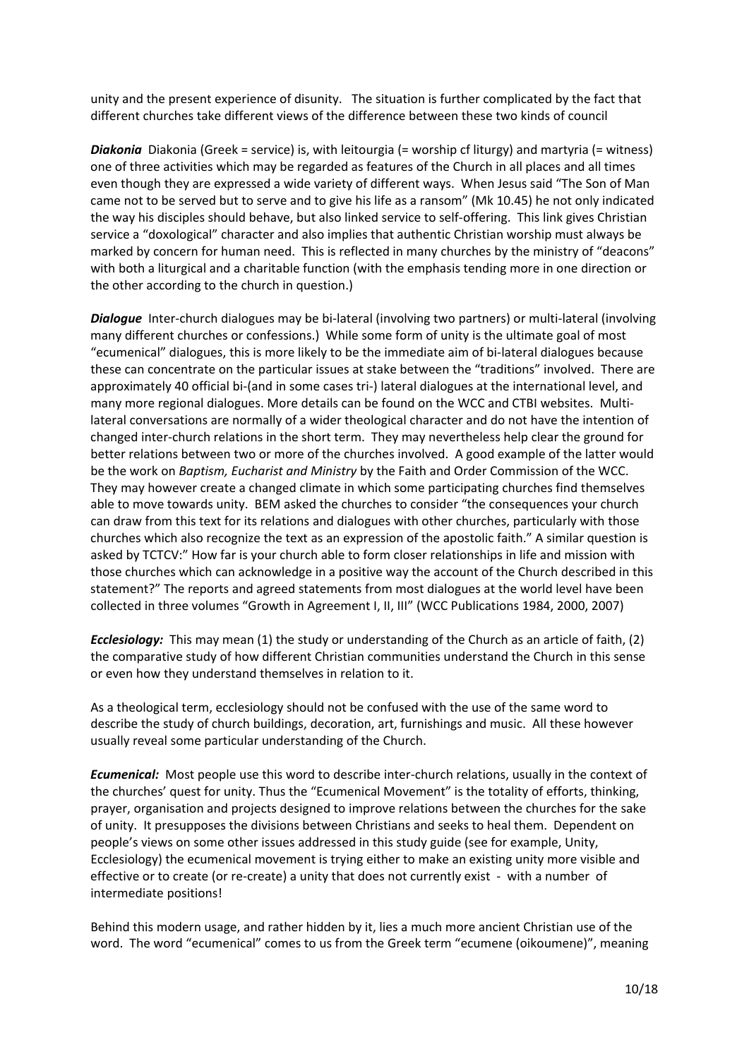unity and the present experience of disunity. The situation is further complicated by the fact that different churches take different views of the difference between these two kinds of council

***Diakonia*** Diakonia (Greek = service) is, with leitourgia (= worship cf liturgy) and martyria (= witness) one of three activities which may be regarded as features of the Church in all places and all times even though they are expressed a wide variety of different ways. When Jesus said "The Son of Man came not to be served but to serve and to give his life as a ransom" (Mk 10.45) he not only indicated the way his disciples should behave, but also linked service to self-offering. This link gives Christian service a "doxological" character and also implies that authentic Christian worship must always be marked by concern for human need. This is reflected in many churches by the ministry of "deacons" with both a liturgical and a charitable function (with the emphasis tending more in one direction or the other according to the church in question.)

***Dialogue*** Inter-church dialogues may be bi-lateral (involving two partners) or multi-lateral (involving many different churches or confessions.) While some form of unity is the ultimate goal of most "ecumenical" dialogues, this is more likely to be the immediate aim of bi-lateral dialogues because these can concentrate on the particular issues at stake between the "traditions" involved. There are approximately 40 official bi-(and in some cases tri-) lateral dialogues at the international level, and many more regional dialogues. More details can be found on the WCC and CTBI websites. Multi-lateral conversations are normally of a wider theological character and do not have the intention of changed inter-church relations in the short term. They may nevertheless help clear the ground for better relations between two or more of the churches involved. A good example of the latter would be the work on *Baptism, Eucharist and Ministry* by the Faith and Order Commission of the WCC. They may however create a changed climate in which some participating churches find themselves able to move towards unity. BEM asked the churches to consider "the consequences your church can draw from this text for its relations and dialogues with other churches, particularly with those churches which also recognize the text as an expression of the apostolic faith." A similar question is asked by TCTCV:" How far is your church able to form closer relationships in life and mission with those churches which can acknowledge in a positive way the account of the Church described in this statement?" The reports and agreed statements from most dialogues at the world level have been collected in three volumes "Growth in Agreement I, II, III" (WCC Publications 1984, 2000, 2007)

***Ecclesiology:*** This may mean (1) the study or understanding of the Church as an article of faith, (2) the comparative study of how different Christian communities understand the Church in this sense or even how they understand themselves in relation to it.

As a theological term, ecclesiology should not be confused with the use of the same word to describe the study of church buildings, decoration, art, furnishings and music. All these however usually reveal some particular understanding of the Church.

***Ecumenical:*** Most people use this word to describe inter-church relations, usually in the context of the churches' quest for unity. Thus the "Ecumenical Movement" is the totality of efforts, thinking, prayer, organisation and projects designed to improve relations between the churches for the sake of unity. It presupposes the divisions between Christians and seeks to heal them. Dependent on people's views on some other issues addressed in this study guide (see for example, Unity, Ecclesiology) the ecumenical movement is trying either to make an existing unity more visible and effective or to create (or re-create) a unity that does not currently exist - with a number of intermediate positions!

Behind this modern usage, and rather hidden by it, lies a much more ancient Christian use of the word. The word "ecumenical" comes to us from the Greek term "ecumene (oikoumene)", meaning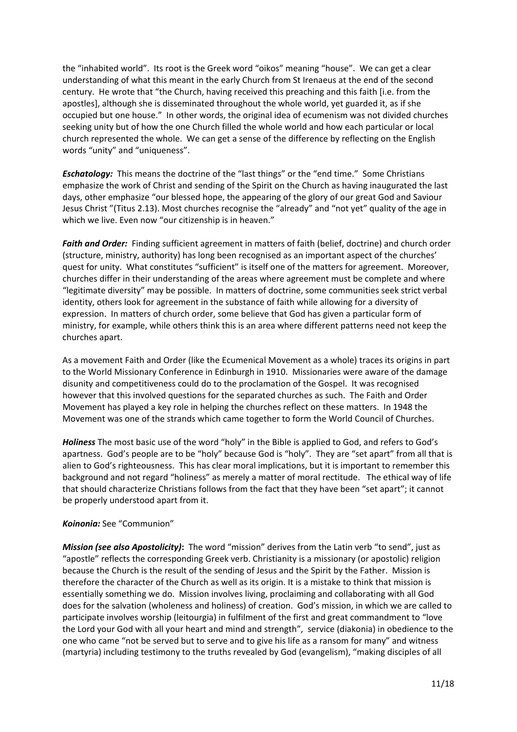the "inhabited world". Its root is the Greek word "oikos" meaning "house". We can get a clear understanding of what this meant in the early Church from St Irenaeus at the end of the second century. He wrote that "the Church, having received this preaching and this faith [i.e. from the apostles], although she is disseminated throughout the whole world, yet guarded it, as if she occupied but one house." In other words, the original idea of ecumenism was not divided churches seeking unity but of how the one Church filled the whole world and how each particular or local church represented the whole. We can get a sense of the difference by reflecting on the English words "unity" and "uniqueness".

***Eschatology:*** This means the doctrine of the "last things" or the "end time." Some Christians emphasize the work of Christ and sending of the Spirit on the Church as having inaugurated the last days, other emphasize "our blessed hope, the appearing of the glory of our great God and Saviour Jesus Christ "(Titus 2.13). Most churches recognise the "already" and "not yet" quality of the age in which we live. Even now "our citizenship is in heaven."

***Faith and Order:*** Finding sufficient agreement in matters of faith (belief, doctrine) and church order (structure, ministry, authority) has long been recognised as an important aspect of the churches' quest for unity. What constitutes "sufficient" is itself one of the matters for agreement. Moreover, churches differ in their understanding of the areas where agreement must be complete and where "legitimate diversity" may be possible. In matters of doctrine, some communities seek strict verbal identity, others look for agreement in the substance of faith while allowing for a diversity of expression. In matters of church order, some believe that God has given a particular form of ministry, for example, while others think this is an area where different patterns need not keep the churches apart.

As a movement Faith and Order (like the Ecumenical Movement as a whole) traces its origins in part to the World Missionary Conference in Edinburgh in 1910. Missionaries were aware of the damage disunity and competitiveness could do to the proclamation of the Gospel. It was recognised however that this involved questions for the separated churches as such. The Faith and Order Movement has played a key role in helping the churches reflect on these matters. In 1948 the Movement was one of the strands which came together to form the World Council of Churches.

***Holiness*** The most basic use of the word "holy" in the Bible is applied to God, and refers to God's apartness. God's people are to be "holy" because God is "holy". They are "set apart" from all that is alien to God's righteousness. This has clear moral implications, but it is important to remember this background and not regard "holiness" as merely a matter of moral rectitude. The ethical way of life that should characterize Christians follows from the fact that they have been "set apart"; it cannot be properly understood apart from it.

***Koinonia:*** See "Communion"

***Mission (see also Apostolicity)*****:** The word "mission" derives from the Latin verb "to send", just as "apostle" reflects the corresponding Greek verb. Christianity is a missionary (or apostolic) religion because the Church is the result of the sending of Jesus and the Spirit by the Father. Mission is therefore the character of the Church as well as its origin. It is a mistake to think that mission is essentially something we do. Mission involves living, proclaiming and collaborating with all God does for the salvation (wholeness and holiness) of creation. God's mission, in which we are called to participate involves worship (leitourgia) in fulfilment of the first and great commandment to "love the Lord your God with all your heart and mind and strength", service (diakonia) in obedience to the one who came "not be served but to serve and to give his life as a ransom for many" and witness (martyria) including testimony to the truths revealed by God (evangelism), "making disciples of all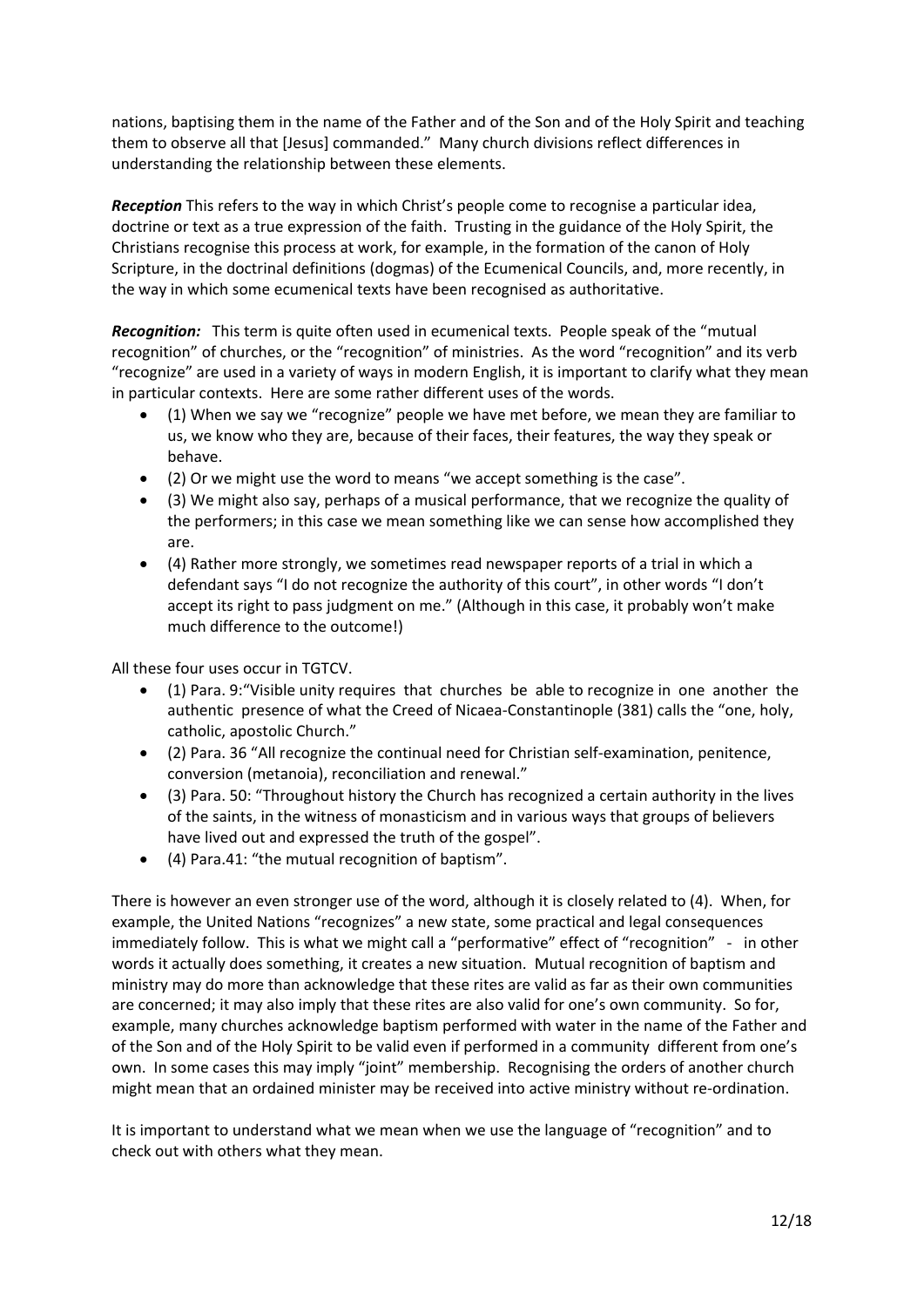nations, baptising them in the name of the Father and of the Son and of the Holy Spirit and teaching them to observe all that [Jesus] commanded." Many church divisions reflect differences in understanding the relationship between these elements.

***Reception*** This refers to the way in which Christ's people come to recognise a particular idea, doctrine or text as a true expression of the faith. Trusting in the guidance of the Holy Spirit, the Christians recognise this process at work, for example, in the formation of the canon of Holy Scripture, in the doctrinal definitions (dogmas) of the Ecumenical Councils, and, more recently, in the way in which some ecumenical texts have been recognised as authoritative.

***Recognition:*** This term is quite often used in ecumenical texts. People speak of the "mutual recognition" of churches, or the "recognition" of ministries. As the word "recognition" and its verb "recognize" are used in a variety of ways in modern English, it is important to clarify what they mean in particular contexts. Here are some rather different uses of the words.

- (1) When we say we "recognize" people we have met before, we mean they are familiar to us, we know who they are, because of their faces, their features, the way they speak or behave.
- (2) Or we might use the word to means "we accept something is the case".
- (3) We might also say, perhaps of a musical performance, that we recognize the quality of the performers; in this case we mean something like we can sense how accomplished they are.
- (4) Rather more strongly, we sometimes read newspaper reports of a trial in which a defendant says "I do not recognize the authority of this court", in other words "I don't accept its right to pass judgment on me." (Although in this case, it probably won't make much difference to the outcome!)

All these four uses occur in TGTCV.

- (1) Para. 9:"Visible unity requires that churches be able to recognize in one another the authentic presence of what the Creed of Nicaea-Constantinople (381) calls the "one, holy, catholic, apostolic Church."
- (2) Para. 36 "All recognize the continual need for Christian self-examination, penitence, conversion (metanoia), reconciliation and renewal."
- (3) Para. 50: "Throughout history the Church has recognized a certain authority in the lives of the saints, in the witness of monasticism and in various ways that groups of believers have lived out and expressed the truth of the gospel".
- (4) Para.41: "the mutual recognition of baptism".

There is however an even stronger use of the word, although it is closely related to (4). When, for example, the United Nations "recognizes" a new state, some practical and legal consequences immediately follow. This is what we might call a "performative" effect of "recognition" - in other words it actually does something, it creates a new situation. Mutual recognition of baptism and ministry may do more than acknowledge that these rites are valid as far as their own communities are concerned; it may also imply that these rites are also valid for one's own community. So for, example, many churches acknowledge baptism performed with water in the name of the Father and of the Son and of the Holy Spirit to be valid even if performed in a community different from one's own. In some cases this may imply "joint" membership. Recognising the orders of another church might mean that an ordained minister may be received into active ministry without re-ordination.

It is important to understand what we mean when we use the language of "recognition" and to check out with others what they mean.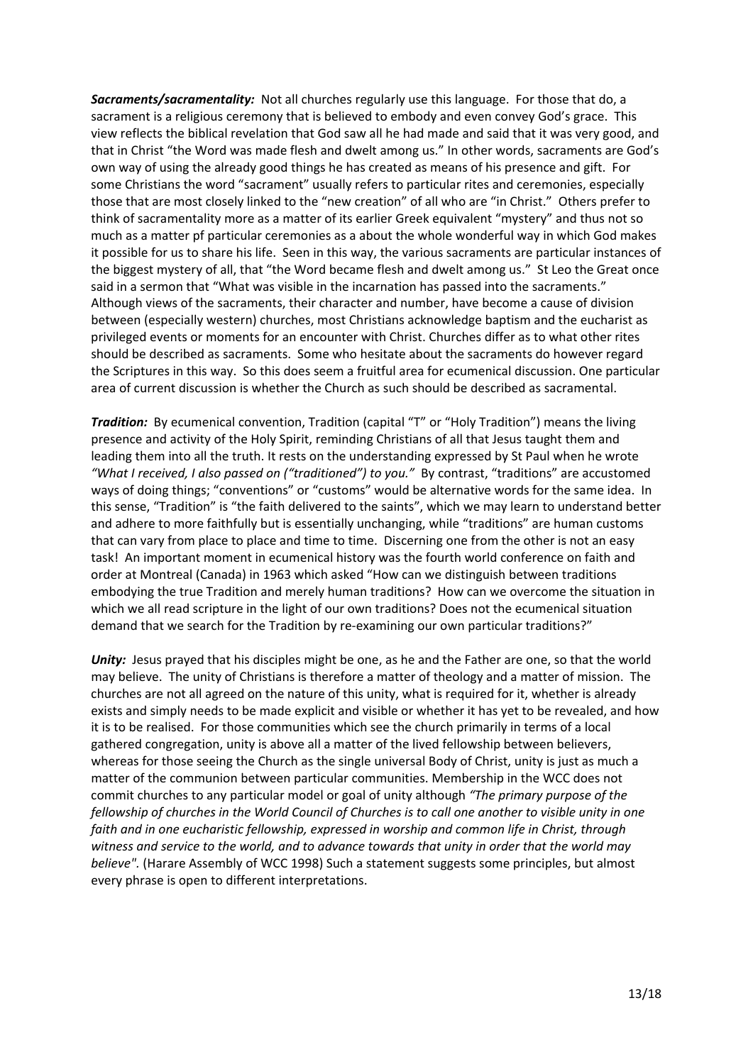***Sacraments/sacramentality:*** Not all churches regularly use this language. For those that do, a sacrament is a religious ceremony that is believed to embody and even convey God's grace. This view reflects the biblical revelation that God saw all he had made and said that it was very good, and that in Christ "the Word was made flesh and dwelt among us." In other words, sacraments are God's own way of using the already good things he has created as means of his presence and gift. For some Christians the word "sacrament" usually refers to particular rites and ceremonies, especially those that are most closely linked to the "new creation" of all who are "in Christ." Others prefer to think of sacramentality more as a matter of its earlier Greek equivalent "mystery" and thus not so much as a matter pf particular ceremonies as a about the whole wonderful way in which God makes it possible for us to share his life. Seen in this way, the various sacraments are particular instances of the biggest mystery of all, that "the Word became flesh and dwelt among us." St Leo the Great once said in a sermon that "What was visible in the incarnation has passed into the sacraments." Although views of the sacraments, their character and number, have become a cause of division between (especially western) churches, most Christians acknowledge baptism and the eucharist as privileged events or moments for an encounter with Christ. Churches differ as to what other rites should be described as sacraments. Some who hesitate about the sacraments do however regard the Scriptures in this way. So this does seem a fruitful area for ecumenical discussion. One particular area of current discussion is whether the Church as such should be described as sacramental.

***Tradition:*** By ecumenical convention, Tradition (capital "T" or "Holy Tradition") means the living presence and activity of the Holy Spirit, reminding Christians of all that Jesus taught them and leading them into all the truth. It rests on the understanding expressed by St Paul when he wrote *"What I received, I also passed on ("traditioned") to you."* By contrast, "traditions" are accustomed ways of doing things; "conventions" or "customs" would be alternative words for the same idea. In this sense, "Tradition" is "the faith delivered to the saints", which we may learn to understand better and adhere to more faithfully but is essentially unchanging, while "traditions" are human customs that can vary from place to place and time to time. Discerning one from the other is not an easy task! An important moment in ecumenical history was the fourth world conference on faith and order at Montreal (Canada) in 1963 which asked "How can we distinguish between traditions embodying the true Tradition and merely human traditions? How can we overcome the situation in which we all read scripture in the light of our own traditions? Does not the ecumenical situation demand that we search for the Tradition by re-examining our own particular traditions?"

***Unity:*** Jesus prayed that his disciples might be one, as he and the Father are one, so that the world may believe. The unity of Christians is therefore a matter of theology and a matter of mission. The churches are not all agreed on the nature of this unity, what is required for it, whether is already exists and simply needs to be made explicit and visible or whether it has yet to be revealed, and how it is to be realised. For those communities which see the church primarily in terms of a local gathered congregation, unity is above all a matter of the lived fellowship between believers, whereas for those seeing the Church as the single universal Body of Christ, unity is just as much a matter of the communion between particular communities. Membership in the WCC does not commit churches to any particular model or goal of unity although *"The primary purpose of the fellowship of churches in the World Council of Churches is to call one another to visible unity in one faith and in one eucharistic fellowship, expressed in worship and common life in Christ, through witness and service to the world, and to advance towards that unity in order that the world may believe".* (Harare Assembly of WCC 1998) Such a statement suggests some principles, but almost every phrase is open to different interpretations.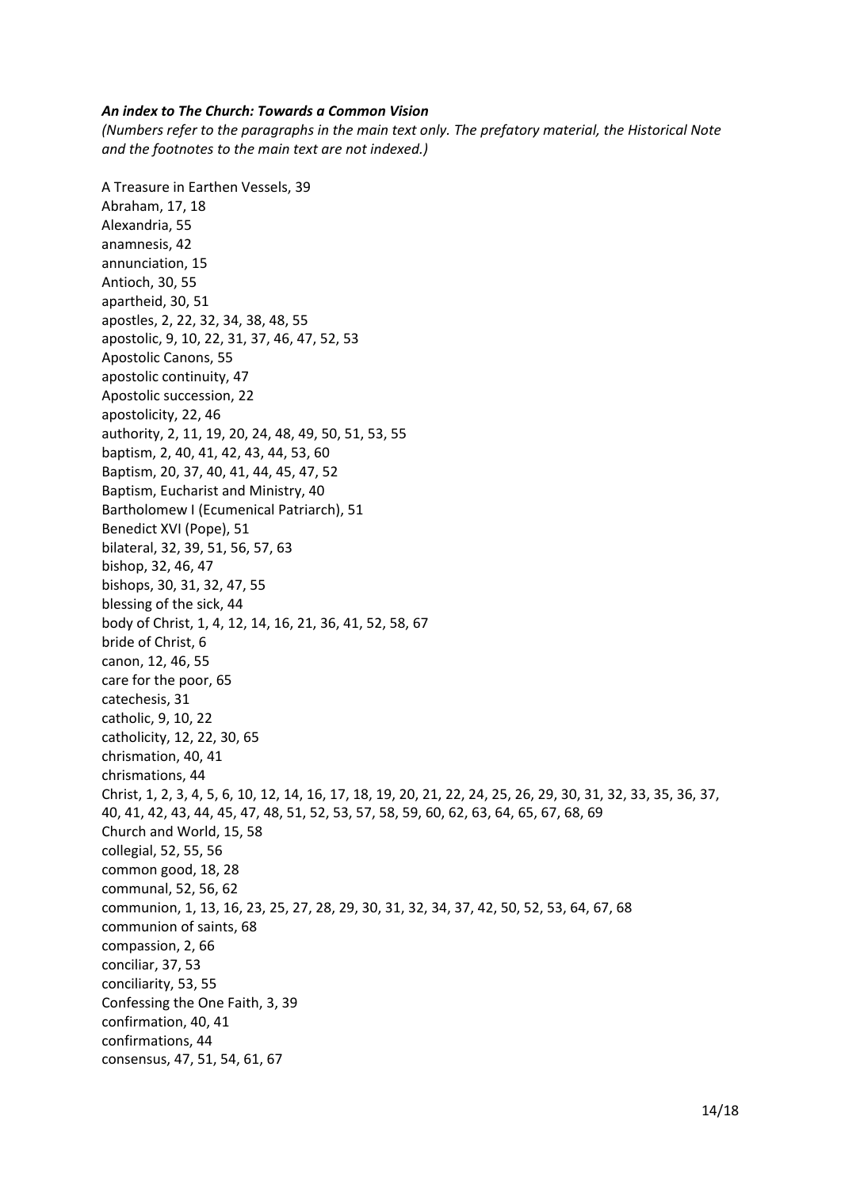***An index to The Church: Towards a Common Vision***

*(Numbers refer to the paragraphs in the main text only. The prefatory material, the Historical Note and the footnotes to the main text are not indexed.)*

A Treasure in Earthen Vessels, 39
Abraham, 17, 18
Alexandria, 55
anamnesis, 42
annunciation, 15
Antioch, 30, 55
apartheid, 30, 51
apostles, 2, 22, 32, 34, 38, 48, 55
apostolic, 9, 10, 22, 31, 37, 46, 47, 52, 53
Apostolic Canons, 55
apostolic continuity, 47
Apostolic succession, 22
apostolicity, 22, 46
authority, 2, 11, 19, 20, 24, 48, 49, 50, 51, 53, 55
baptism, 2, 40, 41, 42, 43, 44, 53, 60
Baptism, 20, 37, 40, 41, 44, 45, 47, 52
Baptism, Eucharist and Ministry, 40
Bartholomew I (Ecumenical Patriarch), 51
Benedict XVI (Pope), 51
bilateral, 32, 39, 51, 56, 57, 63
bishop, 32, 46, 47
bishops, 30, 31, 32, 47, 55
blessing of the sick, 44
body of Christ, 1, 4, 12, 14, 16, 21, 36, 41, 52, 58, 67
bride of Christ, 6
canon, 12, 46, 55
care for the poor, 65
catechesis, 31
catholic, 9, 10, 22
catholicity, 12, 22, 30, 65
chrismation, 40, 41
chrismations, 44
Christ, 1, 2, 3, 4, 5, 6, 10, 12, 14, 16, 17, 18, 19, 20, 21, 22, 24, 25, 26, 29, 30, 31, 32, 33, 35, 36, 37, 40, 41, 42, 43, 44, 45, 47, 48, 51, 52, 53, 57, 58, 59, 60, 62, 63, 64, 65, 67, 68, 69
Church and World, 15, 58
collegial, 52, 55, 56
common good, 18, 28
communal, 52, 56, 62
communion, 1, 13, 16, 23, 25, 27, 28, 29, 30, 31, 32, 34, 37, 42, 50, 52, 53, 64, 67, 68
communion of saints, 68
compassion, 2, 66
conciliar, 37, 53
conciliarity, 53, 55
Confessing the One Faith, 3, 39
confirmation, 40, 41
confirmations, 44
consensus, 47, 51, 54, 61, 67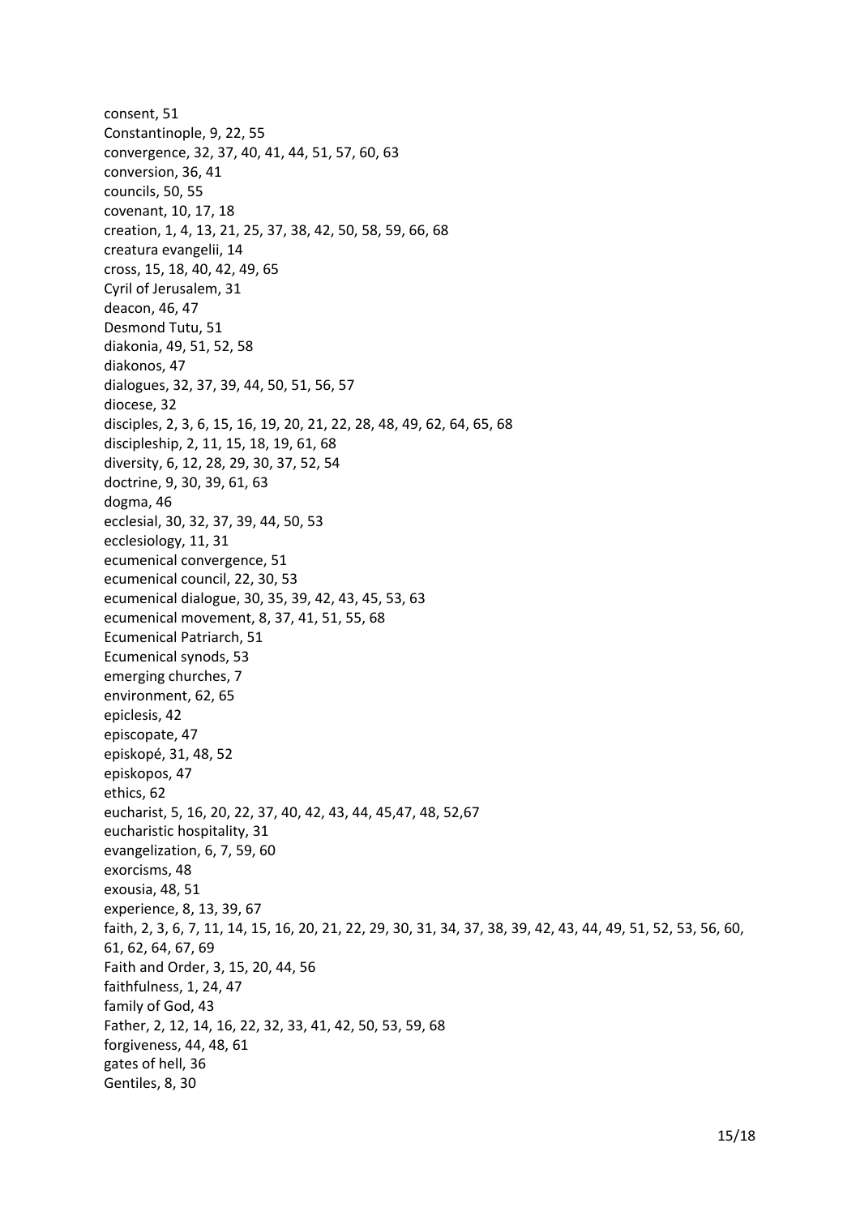consent, 51
Constantinople, 9, 22, 55
convergence, 32, 37, 40, 41, 44, 51, 57, 60, 63
conversion, 36, 41
councils, 50, 55
covenant, 10, 17, 18
creation, 1, 4, 13, 21, 25, 37, 38, 42, 50, 58, 59, 66, 68
creatura evangelii, 14
cross, 15, 18, 40, 42, 49, 65
Cyril of Jerusalem, 31
deacon, 46, 47
Desmond Tutu, 51
diakonia, 49, 51, 52, 58
diakonos, 47
dialogues, 32, 37, 39, 44, 50, 51, 56, 57
diocese, 32
disciples, 2, 3, 6, 15, 16, 19, 20, 21, 22, 28, 48, 49, 62, 64, 65, 68
discipleship, 2, 11, 15, 18, 19, 61, 68
diversity, 6, 12, 28, 29, 30, 37, 52, 54
doctrine, 9, 30, 39, 61, 63
dogma, 46
ecclesial, 30, 32, 37, 39, 44, 50, 53
ecclesiology, 11, 31
ecumenical convergence, 51
ecumenical council, 22, 30, 53
ecumenical dialogue, 30, 35, 39, 42, 43, 45, 53, 63
ecumenical movement, 8, 37, 41, 51, 55, 68
Ecumenical Patriarch, 51
Ecumenical synods, 53
emerging churches, 7
environment, 62, 65
epiclesis, 42
episcopate, 47
episkopé, 31, 48, 52
episkopos, 47
ethics, 62
eucharist, 5, 16, 20, 22, 37, 40, 42, 43, 44, 45,47, 48, 52,67
eucharistic hospitality, 31
evangelization, 6, 7, 59, 60
exorcisms, 48
exousia, 48, 51
experience, 8, 13, 39, 67
faith, 2, 3, 6, 7, 11, 14, 15, 16, 20, 21, 22, 29, 30, 31, 34, 37, 38, 39, 42, 43, 44, 49, 51, 52, 53, 56, 60, 61, 62, 64, 67, 69
Faith and Order, 3, 15, 20, 44, 56
faithfulness, 1, 24, 47
family of God, 43
Father, 2, 12, 14, 16, 22, 32, 33, 41, 42, 50, 53, 59, 68
forgiveness, 44, 48, 61
gates of hell, 36
Gentiles, 8, 30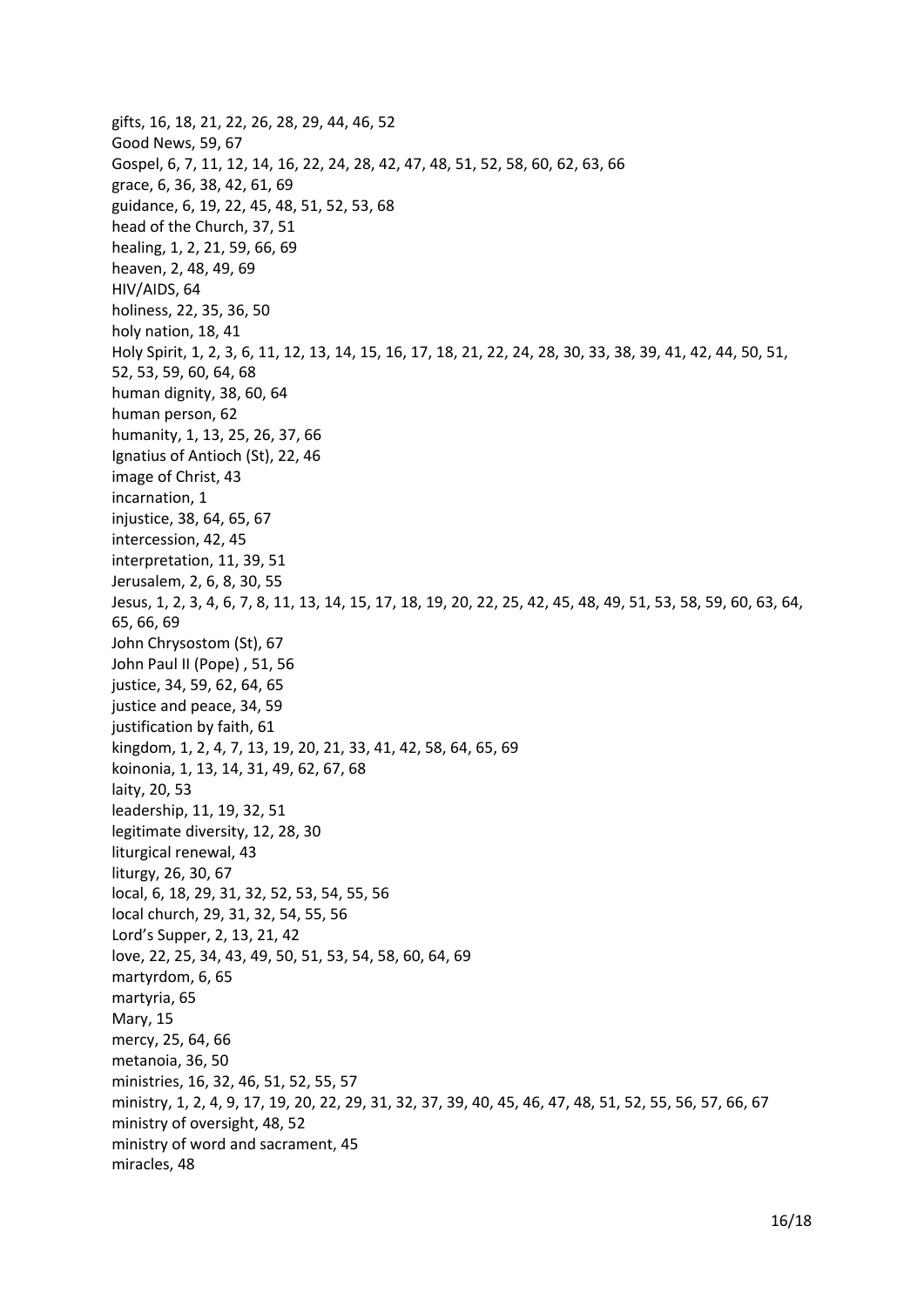gifts, 16, 18, 21, 22, 26, 28, 29, 44, 46, 52
Good News, 59, 67
Gospel, 6, 7, 11, 12, 14, 16, 22, 24, 28, 42, 47, 48, 51, 52, 58, 60, 62, 63, 66
grace, 6, 36, 38, 42, 61, 69
guidance, 6, 19, 22, 45, 48, 51, 52, 53, 68
head of the Church, 37, 51
healing, 1, 2, 21, 59, 66, 69
heaven, 2, 48, 49, 69
HIV/AIDS, 64
holiness, 22, 35, 36, 50
holy nation, 18, 41
Holy Spirit, 1, 2, 3, 6, 11, 12, 13, 14, 15, 16, 17, 18, 21, 22, 24, 28, 30, 33, 38, 39, 41, 42, 44, 50, 51, 52, 53, 59, 60, 64, 68
human dignity, 38, 60, 64
human person, 62
humanity, 1, 13, 25, 26, 37, 66
Ignatius of Antioch (St), 22, 46
image of Christ, 43
incarnation, 1
injustice, 38, 64, 65, 67
intercession, 42, 45
interpretation, 11, 39, 51
Jerusalem, 2, 6, 8, 30, 55
Jesus, 1, 2, 3, 4, 6, 7, 8, 11, 13, 14, 15, 17, 18, 19, 20, 22, 25, 42, 45, 48, 49, 51, 53, 58, 59, 60, 63, 64, 65, 66, 69
John Chrysostom (St), 67
John Paul II (Pope) , 51, 56
justice, 34, 59, 62, 64, 65
justice and peace, 34, 59
justification by faith, 61
kingdom, 1, 2, 4, 7, 13, 19, 20, 21, 33, 41, 42, 58, 64, 65, 69
koinonia, 1, 13, 14, 31, 49, 62, 67, 68
laity, 20, 53
leadership, 11, 19, 32, 51
legitimate diversity, 12, 28, 30
liturgical renewal, 43
liturgy, 26, 30, 67
local, 6, 18, 29, 31, 32, 52, 53, 54, 55, 56
local church, 29, 31, 32, 54, 55, 56
Lord's Supper, 2, 13, 21, 42
love, 22, 25, 34, 43, 49, 50, 51, 53, 54, 58, 60, 64, 69
martyrdom, 6, 65
martyria, 65
Mary, 15
mercy, 25, 64, 66
metanoia, 36, 50
ministries, 16, 32, 46, 51, 52, 55, 57
ministry, 1, 2, 4, 9, 17, 19, 20, 22, 29, 31, 32, 37, 39, 40, 45, 46, 47, 48, 51, 52, 55, 56, 57, 66, 67
ministry of oversight, 48, 52
ministry of word and sacrament, 45
miracles, 48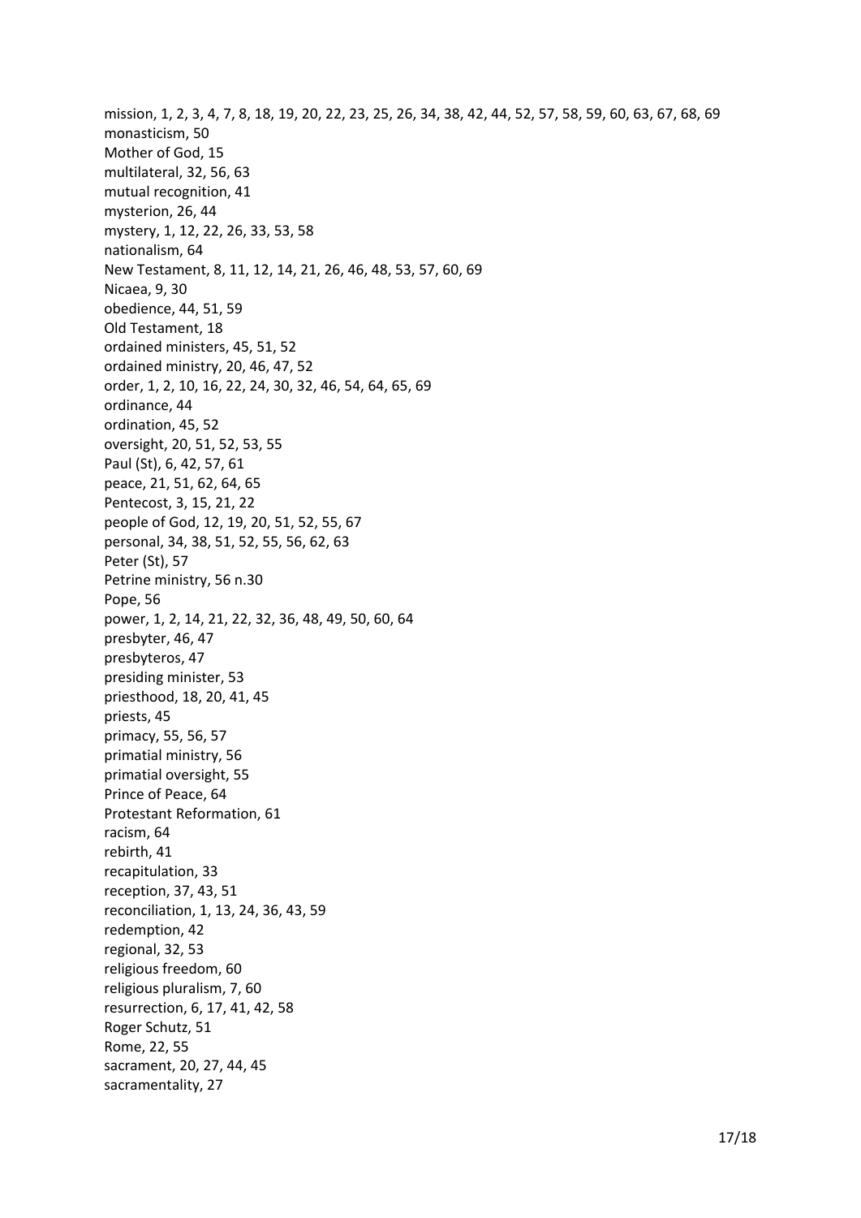mission, 1, 2, 3, 4, 7, 8, 18, 19, 20, 22, 23, 25, 26, 34, 38, 42, 44, 52, 57, 58, 59, 60, 63, 67, 68, 69
monasticism, 50
Mother of God, 15
multilateral, 32, 56, 63
mutual recognition, 41
mysterion, 26, 44
mystery, 1, 12, 22, 26, 33, 53, 58
nationalism, 64
New Testament, 8, 11, 12, 14, 21, 26, 46, 48, 53, 57, 60, 69
Nicaea, 9, 30
obedience, 44, 51, 59
Old Testament, 18
ordained ministers, 45, 51, 52
ordained ministry, 20, 46, 47, 52
order, 1, 2, 10, 16, 22, 24, 30, 32, 46, 54, 64, 65, 69
ordinance, 44
ordination, 45, 52
oversight, 20, 51, 52, 53, 55
Paul (St), 6, 42, 57, 61
peace, 21, 51, 62, 64, 65
Pentecost, 3, 15, 21, 22
people of God, 12, 19, 20, 51, 52, 55, 67
personal, 34, 38, 51, 52, 55, 56, 62, 63
Peter (St), 57
Petrine ministry, 56 n.30
Pope, 56
power, 1, 2, 14, 21, 22, 32, 36, 48, 49, 50, 60, 64
presbyter, 46, 47
presbyteros, 47
presiding minister, 53
priesthood, 18, 20, 41, 45
priests, 45
primacy, 55, 56, 57
primatial ministry, 56
primatial oversight, 55
Prince of Peace, 64
Protestant Reformation, 61
racism, 64
rebirth, 41
recapitulation, 33
reception, 37, 43, 51
reconciliation, 1, 13, 24, 36, 43, 59
redemption, 42
regional, 32, 53
religious freedom, 60
religious pluralism, 7, 60
resurrection, 6, 17, 41, 42, 58
Roger Schutz, 51
Rome, 22, 55
sacrament, 20, 27, 44, 45
sacramentality, 27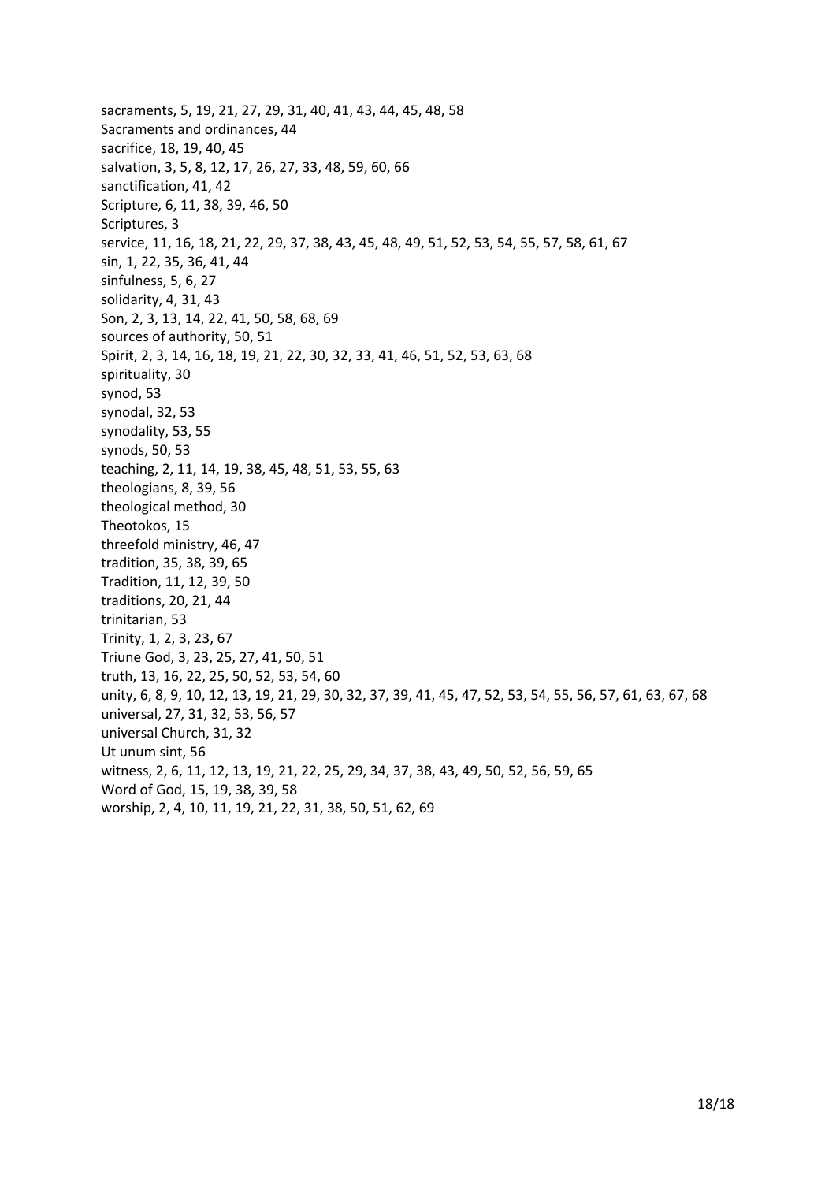sacraments, 5, 19, 21, 27, 29, 31, 40, 41, 43, 44, 45, 48, 58
Sacraments and ordinances, 44
sacrifice, 18, 19, 40, 45
salvation, 3, 5, 8, 12, 17, 26, 27, 33, 48, 59, 60, 66
sanctification, 41, 42
Scripture, 6, 11, 38, 39, 46, 50
Scriptures, 3
service, 11, 16, 18, 21, 22, 29, 37, 38, 43, 45, 48, 49, 51, 52, 53, 54, 55, 57, 58, 61, 67
sin, 1, 22, 35, 36, 41, 44
sinfulness, 5, 6, 27
solidarity, 4, 31, 43
Son, 2, 3, 13, 14, 22, 41, 50, 58, 68, 69
sources of authority, 50, 51
Spirit, 2, 3, 14, 16, 18, 19, 21, 22, 30, 32, 33, 41, 46, 51, 52, 53, 63, 68
spirituality, 30
synod, 53
synodal, 32, 53
synodality, 53, 55
synods, 50, 53
teaching, 2, 11, 14, 19, 38, 45, 48, 51, 53, 55, 63
theologians, 8, 39, 56
theological method, 30
Theotokos, 15
threefold ministry, 46, 47
tradition, 35, 38, 39, 65
Tradition, 11, 12, 39, 50
traditions, 20, 21, 44
trinitarian, 53
Trinity, 1, 2, 3, 23, 67
Triune God, 3, 23, 25, 27, 41, 50, 51
truth, 13, 16, 22, 25, 50, 52, 53, 54, 60
unity, 6, 8, 9, 10, 12, 13, 19, 21, 29, 30, 32, 37, 39, 41, 45, 47, 52, 53, 54, 55, 56, 57, 61, 63, 67, 68
universal, 27, 31, 32, 53, 56, 57
universal Church, 31, 32
Ut unum sint, 56
witness, 2, 6, 11, 12, 13, 19, 21, 22, 25, 29, 34, 37, 38, 43, 49, 50, 52, 56, 59, 65
Word of God, 15, 19, 38, 39, 58
worship, 2, 4, 10, 11, 19, 21, 22, 31, 38, 50, 51, 62, 69